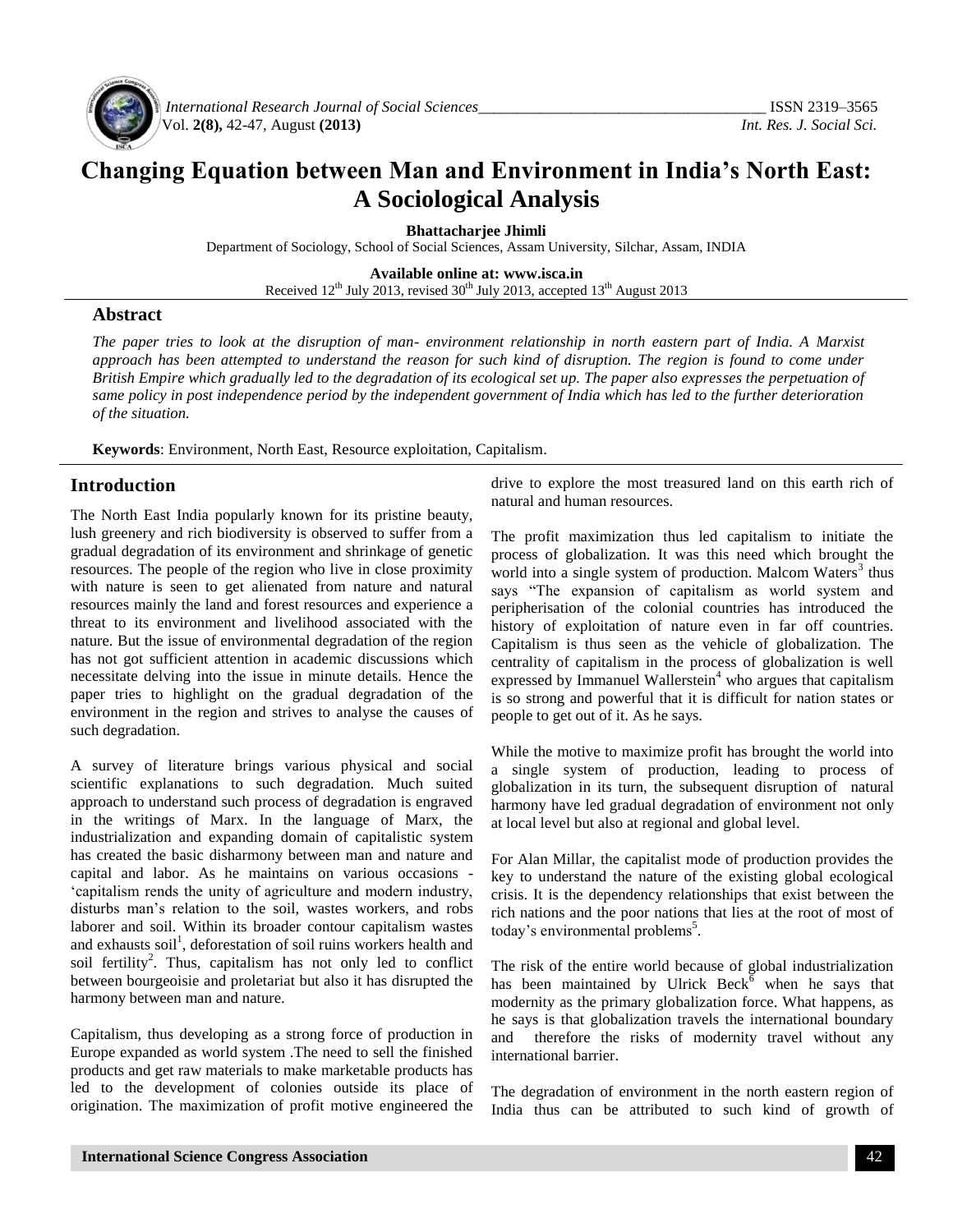# Changing Equation between Man and Environment in India's North East: A Sociological Analysis

**Bhattacharjee Jhimli**

Department of Sociology, School of Social Sciences, Assam University, Silchar, Assam, INDIA

**Available online at: www.isca.in**

Received 12th July 2013, revised 30th July 2013, accepted 13th August 2013

## Abstract

*The paper tries to look at the disruption of man- environment relationship in north eastern part of India. A Marxist approach has been attempted to understand the reason for such kind of disruption. The region is found to come under British Empire which gradually led to the degradation of its ecological set up. The paper also expresses the perpetuation of same policy in post independence period by the independent government of India which has led to the further deterioration of the situation.*

**Keywords**: Environment, North East, Resource exploitation, Capitalism.

## Introduction

The North East India popularly known for its pristine beauty, lush greenery and rich biodiversity is observed to suffer from a gradual degradation of its environment and shrinkage of genetic resources. The people of the region who live in close proximity with nature is seen to get alienated from nature and natural resources mainly the land and forest resources and experience a threat to its environment and livelihood associated with the nature. But the issue of environmental degradation of the region has not got sufficient attention in academic discussions which necessitate delving into the issue in minute details. Hence the paper tries to highlight on the gradual degradation of the environment in the region and strives to analyse the causes of such degradation.

A survey of literature brings various physical and social scientific explanations to such degradation. Much suited approach to understand such process of degradation is engraved in the writings of Marx. In the language of Marx, the industrialization and expanding domain of capitalistic system has created the basic disharmony between man and nature and capital and labor. As he maintains on various occasions - 'capitalism rends the unity of agriculture and modern industry, disturbs man's relation to the soil, wastes workers, and robs laborer and soil. Within its broader contour capitalism wastes and exhausts soil[1], deforestation of soil ruins workers health and soil fertility[2]. Thus, capitalism has not only led to conflict between bourgeoisie and proletariat but also it has disrupted the harmony between man and nature.

Capitalism, thus developing as a strong force of production in Europe expanded as world system .The need to sell the finished products and get raw materials to make marketable products has led to the development of colonies outside its place of origination. The maximization of profit motive engineered the drive to explore the most treasured land on this earth rich of natural and human resources.

The profit maximization thus led capitalism to initiate the process of globalization. It was this need which brought the world into a single system of production. Malcom Waters[3] thus says "The expansion of capitalism as world system and peripherisation of the colonial countries has introduced the history of exploitation of nature even in far off countries. Capitalism is thus seen as the vehicle of globalization. The centrality of capitalism in the process of globalization is well expressed by Immanuel Wallerstein[4] who argues that capitalism is so strong and powerful that it is difficult for nation states or people to get out of it. As he says.

While the motive to maximize profit has brought the world into a single system of production, leading to process of globalization in its turn, the subsequent disruption of natural harmony have led gradual degradation of environment not only at local level but also at regional and global level.

For Alan Millar, the capitalist mode of production provides the key to understand the nature of the existing global ecological crisis. It is the dependency relationships that exist between the rich nations and the poor nations that lies at the root of most of today's environmental problems[5].

The risk of the entire world because of global industrialization has been maintained by Ulrick Beck[6] when he says that modernity as the primary globalization force. What happens, as he says is that globalization travels the international boundary and therefore the risks of modernity travel without any international barrier.

The degradation of environment in the north eastern region of India thus can be attributed to such kind of growth of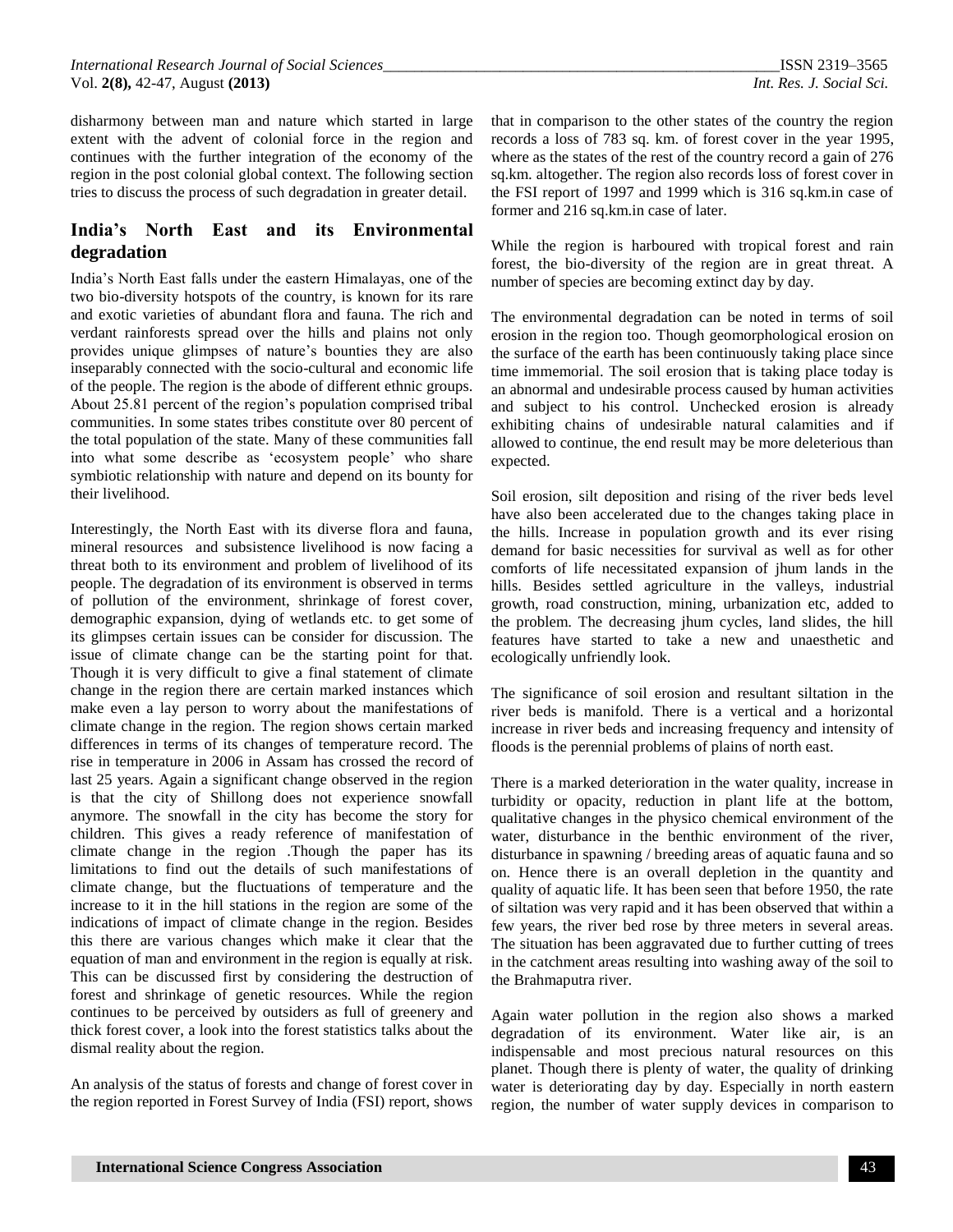disharmony between man and nature which started in large extent with the advent of colonial force in the region and continues with the further integration of the economy of the region in the post colonial global context. The following section tries to discuss the process of such degradation in greater detail.

## India's North East and its Environmental degradation

India's North East falls under the eastern Himalayas, one of the two bio-diversity hotspots of the country, is known for its rare and exotic varieties of abundant flora and fauna. The rich and verdant rainforests spread over the hills and plains not only provides unique glimpses of nature's bounties they are also inseparably connected with the socio-cultural and economic life of the people. The region is the abode of different ethnic groups. About 25.81 percent of the region's population comprised tribal communities. In some states tribes constitute over 80 percent of the total population of the state. Many of these communities fall into what some describe as 'ecosystem people' who share symbiotic relationship with nature and depend on its bounty for their livelihood.

Interestingly, the North East with its diverse flora and fauna, mineral resources and subsistence livelihood is now facing a threat both to its environment and problem of livelihood of its people. The degradation of its environment is observed in terms of pollution of the environment, shrinkage of forest cover, demographic expansion, dying of wetlands etc. to get some of its glimpses certain issues can be consider for discussion. The issue of climate change can be the starting point for that. Though it is very difficult to give a final statement of climate change in the region there are certain marked instances which make even a lay person to worry about the manifestations of climate change in the region. The region shows certain marked differences in terms of its changes of temperature record. The rise in temperature in 2006 in Assam has crossed the record of last 25 years. Again a significant change observed in the region is that the city of Shillong does not experience snowfall anymore. The snowfall in the city has become the story for children. This gives a ready reference of manifestation of climate change in the region .Though the paper has its limitations to find out the details of such manifestations of climate change, but the fluctuations of temperature and the increase to it in the hill stations in the region are some of the indications of impact of climate change in the region. Besides this there are various changes which make it clear that the equation of man and environment in the region is equally at risk. This can be discussed first by considering the destruction of forest and shrinkage of genetic resources. While the region continues to be perceived by outsiders as full of greenery and thick forest cover, a look into the forest statistics talks about the dismal reality about the region.

An analysis of the status of forests and change of forest cover in the region reported in Forest Survey of India (FSI) report, shows that in comparison to the other states of the country the region records a loss of 783 sq. km. of forest cover in the year 1995, where as the states of the rest of the country record a gain of 276 sq.km. altogether. The region also records loss of forest cover in the FSI report of 1997 and 1999 which is 316 sq.km.in case of former and 216 sq.km.in case of later.

While the region is harboured with tropical forest and rain forest, the bio-diversity of the region are in great threat. A number of species are becoming extinct day by day.

The environmental degradation can be noted in terms of soil erosion in the region too. Though geomorphological erosion on the surface of the earth has been continuously taking place since time immemorial. The soil erosion that is taking place today is an abnormal and undesirable process caused by human activities and subject to his control. Unchecked erosion is already exhibiting chains of undesirable natural calamities and if allowed to continue, the end result may be more deleterious than expected.

Soil erosion, silt deposition and rising of the river beds level have also been accelerated due to the changes taking place in the hills. Increase in population growth and its ever rising demand for basic necessities for survival as well as for other comforts of life necessitated expansion of jhum lands in the hills. Besides settled agriculture in the valleys, industrial growth, road construction, mining, urbanization etc, added to the problem. The decreasing jhum cycles, land slides, the hill features have started to take a new and unaesthetic and ecologically unfriendly look.

The significance of soil erosion and resultant siltation in the river beds is manifold. There is a vertical and a horizontal increase in river beds and increasing frequency and intensity of floods is the perennial problems of plains of north east.

There is a marked deterioration in the water quality, increase in turbidity or opacity, reduction in plant life at the bottom, qualitative changes in the physico chemical environment of the water, disturbance in the benthic environment of the river, disturbance in spawning / breeding areas of aquatic fauna and so on. Hence there is an overall depletion in the quantity and quality of aquatic life. It has been seen that before 1950, the rate of siltation was very rapid and it has been observed that within a few years, the river bed rose by three meters in several areas. The situation has been aggravated due to further cutting of trees in the catchment areas resulting into washing away of the soil to the Brahmaputra river.

Again water pollution in the region also shows a marked degradation of its environment. Water like air, is an indispensable and most precious natural resources on this planet. Though there is plenty of water, the quality of drinking water is deteriorating day by day. Especially in north eastern region, the number of water supply devices in comparison to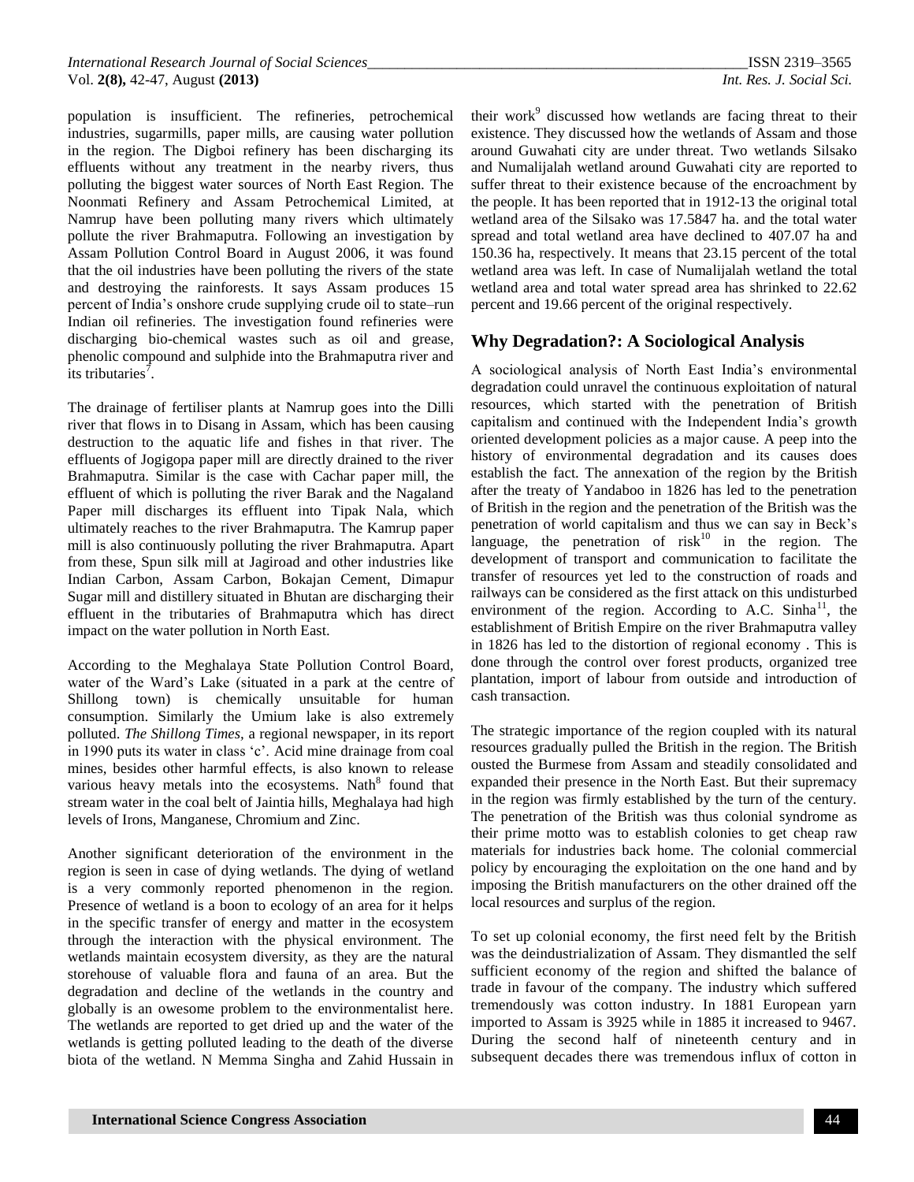population is insufficient. The refineries, petrochemical industries, sugarmills, paper mills, are causing water pollution in the region. The Digboi refinery has been discharging its effluents without any treatment in the nearby rivers, thus polluting the biggest water sources of North East Region. The Noonmati Refinery and Assam Petrochemical Limited, at Namrup have been polluting many rivers which ultimately pollute the river Brahmaputra. Following an investigation by Assam Pollution Control Board in August 2006, it was found that the oil industries have been polluting the rivers of the state and destroying the rainforests. It says Assam produces 15 percent of India's onshore crude supplying crude oil to state–run Indian oil refineries. The investigation found refineries were discharging bio-chemical wastes such as oil and grease, phenolic compound and sulphide into the Brahmaputra river and its tributaries[7].

The drainage of fertiliser plants at Namrup goes into the Dilli river that flows in to Disang in Assam, which has been causing destruction to the aquatic life and fishes in that river. The effluents of Jogigopa paper mill are directly drained to the river Brahmaputra. Similar is the case with Cachar paper mill, the effluent of which is polluting the river Barak and the Nagaland Paper mill discharges its effluent into Tipak Nala, which ultimately reaches to the river Brahmaputra. The Kamrup paper mill is also continuously polluting the river Brahmaputra. Apart from these, Spun silk mill at Jagiroad and other industries like Indian Carbon, Assam Carbon, Bokajan Cement, Dimapur Sugar mill and distillery situated in Bhutan are discharging their effluent in the tributaries of Brahmaputra which has direct impact on the water pollution in North East.

According to the Meghalaya State Pollution Control Board, water of the Ward's Lake (situated in a park at the centre of Shillong town) is chemically unsuitable for human consumption. Similarly the Umium lake is also extremely polluted. *The Shillong Times*, a regional newspaper, in its report in 1990 puts its water in class 'c'. Acid mine drainage from coal mines, besides other harmful effects, is also known to release various heavy metals into the ecosystems. Nath[8] found that stream water in the coal belt of Jaintia hills, Meghalaya had high levels of Irons, Manganese, Chromium and Zinc.

Another significant deterioration of the environment in the region is seen in case of dying wetlands. The dying of wetland is a very commonly reported phenomenon in the region. Presence of wetland is a boon to ecology of an area for it helps in the specific transfer of energy and matter in the ecosystem through the interaction with the physical environment. The wetlands maintain ecosystem diversity, as they are the natural storehouse of valuable flora and fauna of an area. But the degradation and decline of the wetlands in the country and globally is an owesome problem to the environmentalist here. The wetlands are reported to get dried up and the water of the wetlands is getting polluted leading to the death of the diverse biota of the wetland. N Memma Singha and Zahid Hussain in their work[9] discussed how wetlands are facing threat to their existence. They discussed how the wetlands of Assam and those around Guwahati city are under threat. Two wetlands Silsako and Numalijalah wetland around Guwahati city are reported to suffer threat to their existence because of the encroachment by the people. It has been reported that in 1912-13 the original total wetland area of the Silsako was 17.5847 ha. and the total water spread and total wetland area have declined to 407.07 ha and 150.36 ha, respectively. It means that 23.15 percent of the total wetland area was left. In case of Numalijalah wetland the total wetland area and total water spread area has shrinked to 22.62 percent and 19.66 percent of the original respectively.

## Why Degradation?: A Sociological Analysis

A sociological analysis of North East India's environmental degradation could unravel the continuous exploitation of natural resources, which started with the penetration of British capitalism and continued with the Independent India's growth oriented development policies as a major cause. A peep into the history of environmental degradation and its causes does establish the fact. The annexation of the region by the British after the treaty of Yandaboo in 1826 has led to the penetration of British in the region and the penetration of the British was the penetration of world capitalism and thus we can say in Beck's language, the penetration of risk[10] in the region. The development of transport and communication to facilitate the transfer of resources yet led to the construction of roads and railways can be considered as the first attack on this undisturbed environment of the region. According to A.C. Sinha[11], the establishment of British Empire on the river Brahmaputra valley in 1826 has led to the distortion of regional economy . This is done through the control over forest products, organized tree plantation, import of labour from outside and introduction of cash transaction.

The strategic importance of the region coupled with its natural resources gradually pulled the British in the region. The British ousted the Burmese from Assam and steadily consolidated and expanded their presence in the North East. But their supremacy in the region was firmly established by the turn of the century. The penetration of the British was thus colonial syndrome as their prime motto was to establish colonies to get cheap raw materials for industries back home. The colonial commercial policy by encouraging the exploitation on the one hand and by imposing the British manufacturers on the other drained off the local resources and surplus of the region.

To set up colonial economy, the first need felt by the British was the deindustrialization of Assam. They dismantled the self sufficient economy of the region and shifted the balance of trade in favour of the company. The industry which suffered tremendously was cotton industry. In 1881 European yarn imported to Assam is 3925 while in 1885 it increased to 9467. During the second half of nineteenth century and in subsequent decades there was tremendous influx of cotton in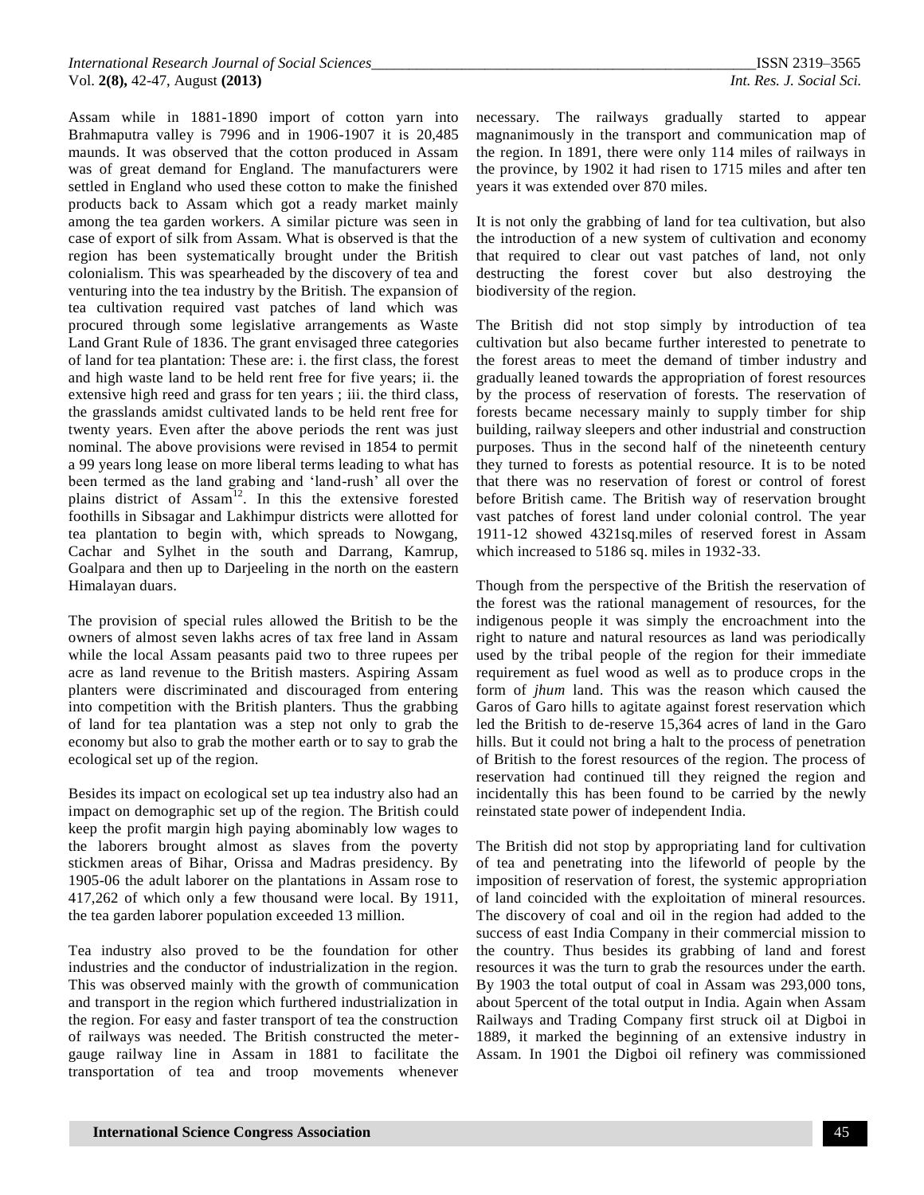Assam while in 1881-1890 import of cotton yarn into Brahmaputra valley is 7996 and in 1906-1907 it is 20,485 maunds. It was observed that the cotton produced in Assam was of great demand for England. The manufacturers were settled in England who used these cotton to make the finished products back to Assam which got a ready market mainly among the tea garden workers. A similar picture was seen in case of export of silk from Assam. What is observed is that the region has been systematically brought under the British colonialism. This was spearheaded by the discovery of tea and venturing into the tea industry by the British. The expansion of tea cultivation required vast patches of land which was procured through some legislative arrangements as Waste Land Grant Rule of 1836. The grant envisaged three categories of land for tea plantation: These are: i. the first class, the forest and high waste land to be held rent free for five years; ii. the extensive high reed and grass for ten years ; iii. the third class, the grasslands amidst cultivated lands to be held rent free for twenty years. Even after the above periods the rent was just nominal. The above provisions were revised in 1854 to permit a 99 years long lease on more liberal terms leading to what has been termed as the land grabing and 'land-rush' all over the plains district of Assam[12]. In this the extensive forested foothills in Sibsagar and Lakhimpur districts were allotted for tea plantation to begin with, which spreads to Nowgang, Cachar and Sylhet in the south and Darrang, Kamrup, Goalpara and then up to Darjeeling in the north on the eastern Himalayan duars.

The provision of special rules allowed the British to be the owners of almost seven lakhs acres of tax free land in Assam while the local Assam peasants paid two to three rupees per acre as land revenue to the British masters. Aspiring Assam planters were discriminated and discouraged from entering into competition with the British planters. Thus the grabbing of land for tea plantation was a step not only to grab the economy but also to grab the mother earth or to say to grab the ecological set up of the region.

Besides its impact on ecological set up tea industry also had an impact on demographic set up of the region. The British could keep the profit margin high paying abominably low wages to the laborers brought almost as slaves from the poverty stickmen areas of Bihar, Orissa and Madras presidency. By 1905-06 the adult laborer on the plantations in Assam rose to 417,262 of which only a few thousand were local. By 1911, the tea garden laborer population exceeded 13 million.

Tea industry also proved to be the foundation for other industries and the conductor of industrialization in the region. This was observed mainly with the growth of communication and transport in the region which furthered industrialization in the region. For easy and faster transport of tea the construction of railways was needed. The British constructed the meter-gauge railway line in Assam in 1881 to facilitate the transportation of tea and troop movements whenever necessary. The railways gradually started to appear magnanimously in the transport and communication map of the region. In 1891, there were only 114 miles of railways in the province, by 1902 it had risen to 1715 miles and after ten years it was extended over 870 miles.

It is not only the grabbing of land for tea cultivation, but also the introduction of a new system of cultivation and economy that required to clear out vast patches of land, not only destructing the forest cover but also destroying the biodiversity of the region.

The British did not stop simply by introduction of tea cultivation but also became further interested to penetrate to the forest areas to meet the demand of timber industry and gradually leaned towards the appropriation of forest resources by the process of reservation of forests. The reservation of forests became necessary mainly to supply timber for ship building, railway sleepers and other industrial and construction purposes. Thus in the second half of the nineteenth century they turned to forests as potential resource. It is to be noted that there was no reservation of forest or control of forest before British came. The British way of reservation brought vast patches of forest land under colonial control. The year 1911-12 showed 4321sq.miles of reserved forest in Assam which increased to 5186 sq. miles in 1932-33.

Though from the perspective of the British the reservation of the forest was the rational management of resources, for the indigenous people it was simply the encroachment into the right to nature and natural resources as land was periodically used by the tribal people of the region for their immediate requirement as fuel wood as well as to produce crops in the form of *jhum* land. This was the reason which caused the Garos of Garo hills to agitate against forest reservation which led the British to de-reserve 15,364 acres of land in the Garo hills. But it could not bring a halt to the process of penetration of British to the forest resources of the region. The process of reservation had continued till they reigned the region and incidentally this has been found to be carried by the newly reinstated state power of independent India.

The British did not stop by appropriating land for cultivation of tea and penetrating into the lifeworld of people by the imposition of reservation of forest, the systemic appropriation of land coincided with the exploitation of mineral resources. The discovery of coal and oil in the region had added to the success of east India Company in their commercial mission to the country. Thus besides its grabbing of land and forest resources it was the turn to grab the resources under the earth. By 1903 the total output of coal in Assam was 293,000 tons, about 5percent of the total output in India. Again when Assam Railways and Trading Company first struck oil at Digboi in 1889, it marked the beginning of an extensive industry in Assam. In 1901 the Digboi oil refinery was commissioned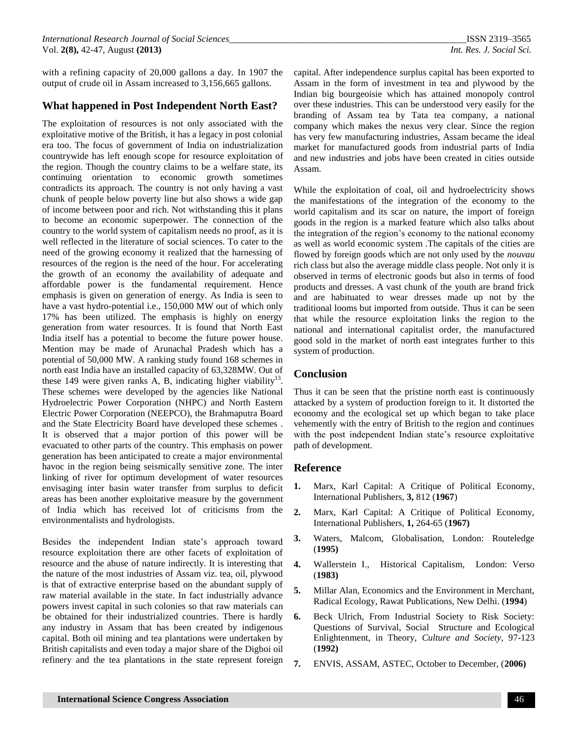with a refining capacity of 20,000 gallons a day. In 1907 the output of crude oil in Assam increased to 3,156,665 gallons.

## What happened in Post Independent North East?

The exploitation of resources is not only associated with the exploitative motive of the British, it has a legacy in post colonial era too. The focus of government of India on industrialization countrywide has left enough scope for resource exploitation of the region. Though the country claims to be a welfare state, its continuing orientation to economic growth sometimes contradicts its approach. The country is not only having a vast chunk of people below poverty line but also shows a wide gap of income between poor and rich. Not withstanding this it plans to become an economic superpower. The connection of the country to the world system of capitalism needs no proof, as it is well reflected in the literature of social sciences. To cater to the need of the growing economy it realized that the harnessing of resources of the region is the need of the hour. For accelerating the growth of an economy the availability of adequate and affordable power is the fundamental requirement. Hence emphasis is given on generation of energy. As India is seen to have a vast hydro-potential i.e., 150,000 MW out of which only 17% has been utilized. The emphasis is highly on energy generation from water resources. It is found that North East India itself has a potential to become the future power house. Mention may be made of Arunachal Pradesh which has a potential of 50,000 MW. A ranking study found 168 schemes in north east India have an installed capacity of 63,328MW. Out of these 149 were given ranks A, B, indicating higher viability[13]. These schemes were developed by the agencies like National Hydroelectric Power Corporation (NHPC) and North Eastern Electric Power Corporation (NEEPCO), the Brahmaputra Board and the State Electricity Board have developed these schemes . It is observed that a major portion of this power will be evacuated to other parts of the country. This emphasis on power generation has been anticipated to create a major environmental havoc in the region being seismically sensitive zone. The inter linking of river for optimum development of water resources envisaging inter basin water transfer from surplus to deficit areas has been another exploitative measure by the government of India which has received lot of criticisms from the environmentalists and hydrologists.

Besides the independent Indian state's approach toward resource exploitation there are other facets of exploitation of resource and the abuse of nature indirectly. It is interesting that the nature of the most industries of Assam viz. tea, oil, plywood is that of extractive enterprise based on the abundant supply of raw material available in the state. In fact industrially advance powers invest capital in such colonies so that raw materials can be obtained for their industrialized countries. There is hardly any industry in Assam that has been created by indigenous capital. Both oil mining and tea plantations were undertaken by British capitalists and even today a major share of the Digboi oil refinery and the tea plantations in the state represent foreign capital. After independence surplus capital has been exported to Assam in the form of investment in tea and plywood by the Indian big bourgeoisie which has attained monopoly control over these industries. This can be understood very easily for the branding of Assam tea by Tata tea company, a national company which makes the nexus very clear. Since the region has very few manufacturing industries, Assam became the ideal market for manufactured goods from industrial parts of India and new industries and jobs have been created in cities outside Assam.

While the exploitation of coal, oil and hydroelectricity shows the manifestations of the integration of the economy to the world capitalism and its scar on nature, the import of foreign goods in the region is a marked feature which also talks about the integration of the region's economy to the national economy as well as world economic system .The capitals of the cities are flowed by foreign goods which are not only used by the *nouvau* rich class but also the average middle class people. Not only it is observed in terms of electronic goods but also in terms of food products and dresses. A vast chunk of the youth are brand frick and are habituated to wear dresses made up not by the traditional looms but imported from outside. Thus it can be seen that while the resource exploitation links the region to the national and international capitalist order, the manufactured good sold in the market of north east integrates further to this system of production.

## Conclusion

Thus it can be seen that the pristine north east is continuously attacked by a system of production foreign to it. It distorted the economy and the ecological set up which began to take place vehemently with the entry of British to the region and continues with the post independent Indian state's resource exploitative path of development.

## Reference

1. Marx, Karl Capital: A Critique of Political Economy, International Publishers, **3,** 812 (**1967**)
2. Marx, Karl Capital: A Critique of Political Economy, International Publishers, **1,** 264-65 (**1967)**
3. Waters, Malcom, Globalisation, London: Routeledge (**1995)**
4. Wallerstein I., Historical Capitalism, London: Verso (**1983)**
5. Millar Alan, Economics and the Environment in Merchant, Radical Ecology, Rawat Publications, New Delhi. (**1994**)
6. Beck Ulrich, From Industrial Society to Risk Society: Questions of Survival, Social Structure and Ecological Enlightenment, in Theory, *Culture and Society*, 97-123 (**1992)**
7. ENVIS, ASSAM, ASTEC, October to December, (**2006)**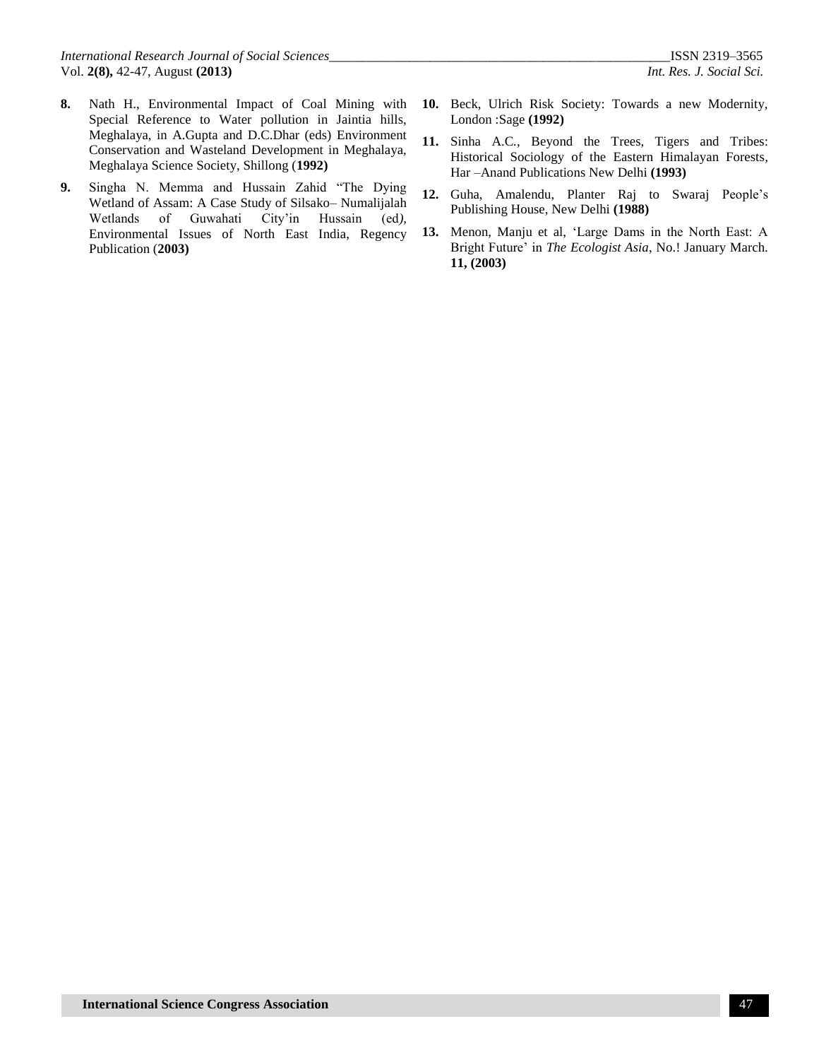8. Nath H., Environmental Impact of Coal Mining with Special Reference to Water pollution in Jaintia hills, Meghalaya, in A.Gupta and D.C.Dhar (eds) Environment Conservation and Wasteland Development in Meghalaya, Meghalaya Science Society, Shillong (**1992)**

9. Singha N. Memma and Hussain Zahid "The Dying Wetland of Assam: A Case Study of Silsako– Numalijalah Wetlands of Guwahati City'in Hussain (ed), Environmental Issues of North East India, Regency Publication (**2003)**

10. Beck, Ulrich Risk Society: Towards a new Modernity, London :Sage **(1992)**

11. Sinha A.C., Beyond the Trees, Tigers and Tribes: Historical Sociology of the Eastern Himalayan Forests, Har –Anand Publications New Delhi **(1993)**

12. Guha, Amalendu, Planter Raj to Swaraj People's Publishing House, New Delhi **(1988)**

13. Menon, Manju et al, 'Large Dams in the North East: A Bright Future' in *The Ecologist Asia*, No.! January March. **11, (2003)**